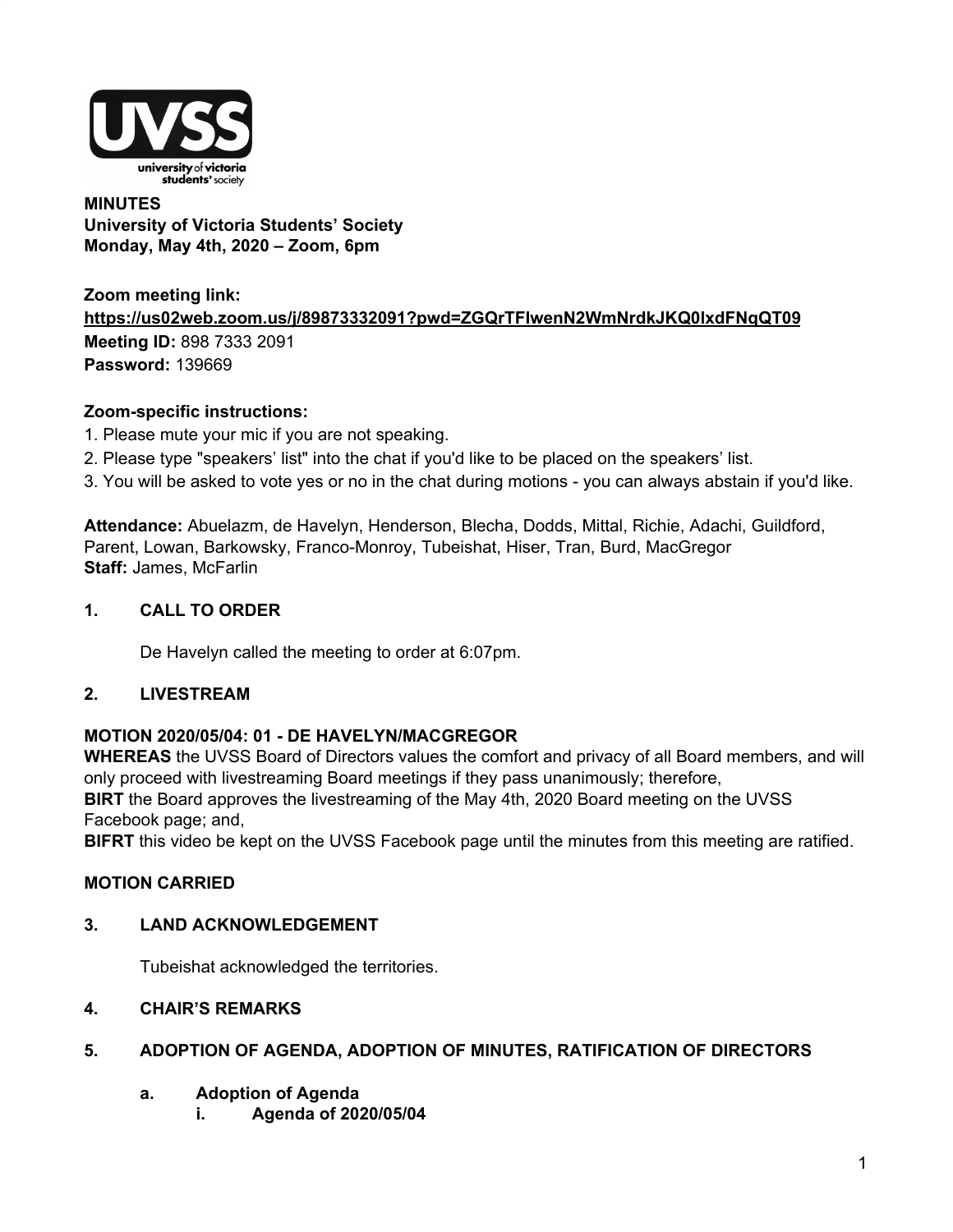**MINUTES**
**University of Victoria Students' Society**
**Monday, May 4th, 2020 – Zoom, 6pm**

**Zoom meeting link:**
**https://us02web.zoom.us/j/89873332091?pwd=ZGQrTFlwenN2WmNrdkJKQ0lxdFNqQT09**
**Meeting ID:** 898 7333 2091
**Password:** 139669

**Zoom-specific instructions:**
1. Please mute your mic if you are not speaking.
2. Please type "speakers' list" into the chat if you'd like to be placed on the speakers' list.
3. You will be asked to vote yes or no in the chat during motions - you can always abstain if you'd like.

**Attendance:** Abuelazm, de Havelyn, Henderson, Blecha, Dodds, Mittal, Richie, Adachi, Guildford, Parent, Lowan, Barkowsky, Franco-Monroy, Tubeishat, Hiser, Tran, Burd, MacGregor
**Staff:** James, McFarlin

## 1. CALL TO ORDER

De Havelyn called the meeting to order at 6:07pm.

## 2. LIVESTREAM

**MOTION 2020/05/04: 01 - DE HAVELYN/MACGREGOR**
**WHEREAS** the UVSS Board of Directors values the comfort and privacy of all Board members, and will only proceed with livestreaming Board meetings if they pass unanimously; therefore,
**BIRT** the Board approves the livestreaming of the May 4th, 2020 Board meeting on the UVSS Facebook page; and,
**BIFRT** this video be kept on the UVSS Facebook page until the minutes from this meeting are ratified.

**MOTION CARRIED**

## 3. LAND ACKNOWLEDGEMENT

Tubeishat acknowledged the territories.

## 4. CHAIR'S REMARKS

## 5. ADOPTION OF AGENDA, ADOPTION OF MINUTES, RATIFICATION OF DIRECTORS

### a. Adoption of Agenda

#### i. Agenda of 2020/05/04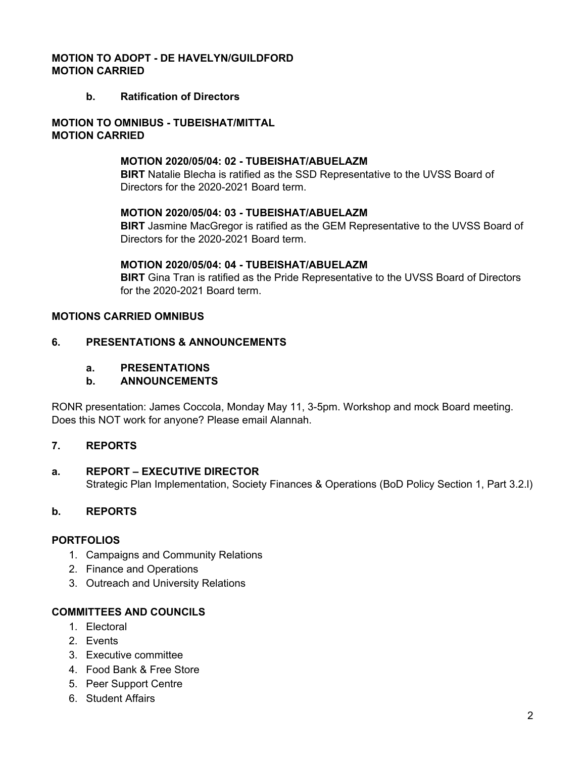**MOTION TO ADOPT - DE HAVELYN/GUILDFORD**
**MOTION CARRIED**

**b. Ratification of Directors**

**MOTION TO OMNIBUS - TUBEISHAT/MITTAL**
**MOTION CARRIED**

**MOTION 2020/05/04: 02 - TUBEISHAT/ABUELAZM**
**BIRT** Natalie Blecha is ratified as the SSD Representative to the UVSS Board of Directors for the 2020-2021 Board term.

**MOTION 2020/05/04: 03 - TUBEISHAT/ABUELAZM**
**BIRT** Jasmine MacGregor is ratified as the GEM Representative to the UVSS Board of Directors for the 2020-2021 Board term.

**MOTION 2020/05/04: 04 - TUBEISHAT/ABUELAZM**
**BIRT** Gina Tran is ratified as the Pride Representative to the UVSS Board of Directors for the 2020-2021 Board term.

**MOTIONS CARRIED OMNIBUS**

## 6. PRESENTATIONS & ANNOUNCEMENTS

### a. PRESENTATIONS

### b. ANNOUNCEMENTS

RONR presentation: James Coccola, Monday May 11, 3-5pm. Workshop and mock Board meeting. Does this NOT work for anyone? Please email Alannah.

## 7. REPORTS

### a. REPORT – EXECUTIVE DIRECTOR

Strategic Plan Implementation, Society Finances & Operations (BoD Policy Section 1, Part 3.2.l)

### b. REPORTS

**PORTFOLIOS**

1. Campaigns and Community Relations
2. Finance and Operations
3. Outreach and University Relations

**COMMITTEES AND COUNCILS**

1. Electoral
2. Events
3. Executive committee
4. Food Bank & Free Store
5. Peer Support Centre
6. Student Affairs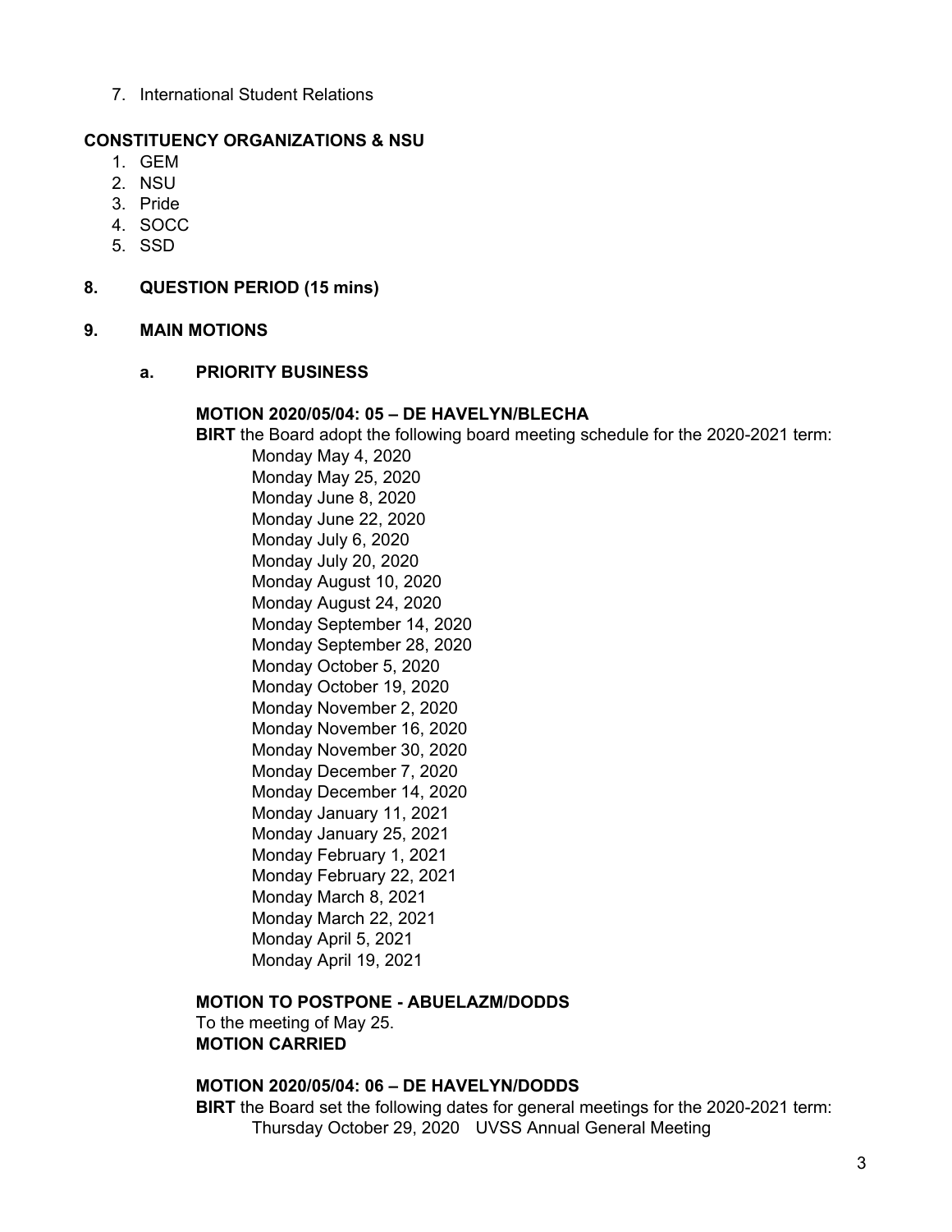7. International Student Relations

**CONSTITUENCY ORGANIZATIONS & NSU**

1. GEM
2. NSU
3. Pride
4. SOCC
5. SSD

## 8. QUESTION PERIOD (15 mins)

## 9. MAIN MOTIONS

### a. PRIORITY BUSINESS

**MOTION 2020/05/04: 05 – DE HAVELYN/BLECHA**

**BIRT** the Board adopt the following board meeting schedule for the 2020-2021 term:

Monday May 4, 2020
Monday May 25, 2020
Monday June 8, 2020
Monday June 22, 2020
Monday July 6, 2020
Monday July 20, 2020
Monday August 10, 2020
Monday August 24, 2020
Monday September 14, 2020
Monday September 28, 2020
Monday October 5, 2020
Monday October 19, 2020
Monday November 2, 2020
Monday November 16, 2020
Monday November 30, 2020
Monday December 7, 2020
Monday December 14, 2020
Monday January 11, 2021
Monday January 25, 2021
Monday February 1, 2021
Monday February 22, 2021
Monday March 8, 2021
Monday March 22, 2021
Monday April 5, 2021
Monday April 19, 2021

**MOTION TO POSTPONE - ABUELAZM/DODDS**

To the meeting of May 25.

**MOTION CARRIED**

**MOTION 2020/05/04: 06 – DE HAVELYN/DODDS**

**BIRT** the Board set the following dates for general meetings for the 2020-2021 term:

Thursday October 29, 2020 UVSS Annual General Meeting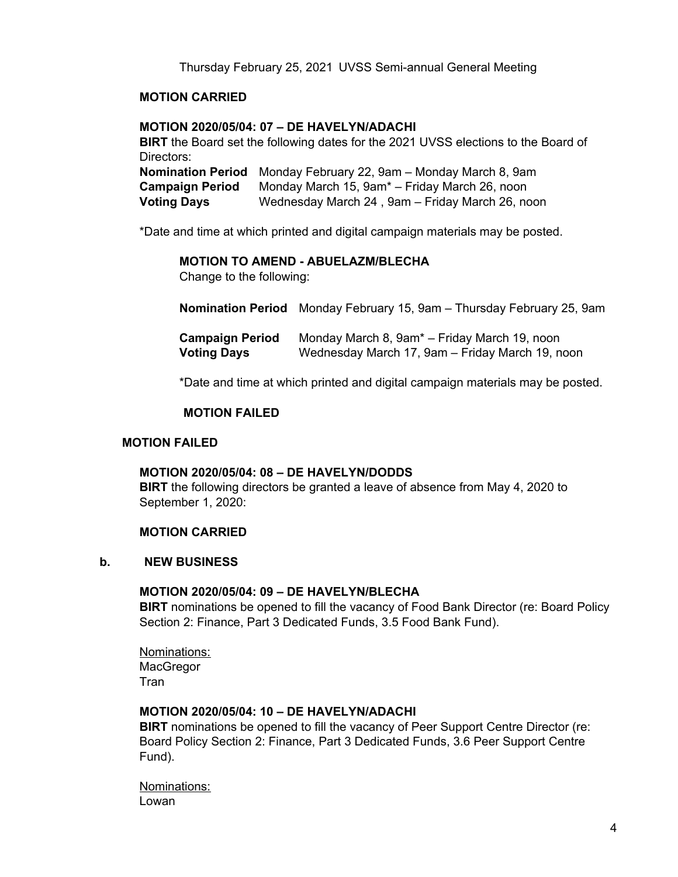**MOTION CARRIED**

**MOTION 2020/05/04: 07 – DE HAVELYN/ADACHI**

**BIRT** the Board set the following dates for the 2021 UVSS elections to the Board of Directors:

| | |
|---|---|
| **Nomination Period** | Monday February 22, 9am – Monday March 8, 9am |
| **Campaign Period** | Monday March 15, 9am* – Friday March 26, noon |
| **Voting Days** | Wednesday March 24 , 9am – Friday March 26, noon |

*Date and time at which printed and digital campaign materials may be posted.

**MOTION TO AMEND - ABUELAZM/BLECHA**

Change to the following:

| | |
|---|---|
| **Nomination Period** | Monday February 15, 9am – Thursday February 25, 9am |
| **Campaign Period** | Monday March 8, 9am* – Friday March 19, noon |
| **Voting Days** | Wednesday March 17, 9am – Friday March 19, noon |

*Date and time at which printed and digital campaign materials may be posted.

**MOTION FAILED**

**MOTION FAILED**

**MOTION 2020/05/04: 08 – DE HAVELYN/DODDS**

**BIRT** the following directors be granted a leave of absence from May 4, 2020 to September 1, 2020:

**MOTION CARRIED**

**b. NEW BUSINESS**

**MOTION 2020/05/04: 09 – DE HAVELYN/BLECHA**

**BIRT** nominations be opened to fill the vacancy of Food Bank Director (re: Board Policy Section 2: Finance, Part 3 Dedicated Funds, 3.5 Food Bank Fund).

Nominations:
MacGregor
Tran

**MOTION 2020/05/04: 10 – DE HAVELYN/ADACHI**

**BIRT** nominations be opened to fill the vacancy of Peer Support Centre Director (re: Board Policy Section 2: Finance, Part 3 Dedicated Funds, 3.6 Peer Support Centre Fund).

Nominations:
Lowan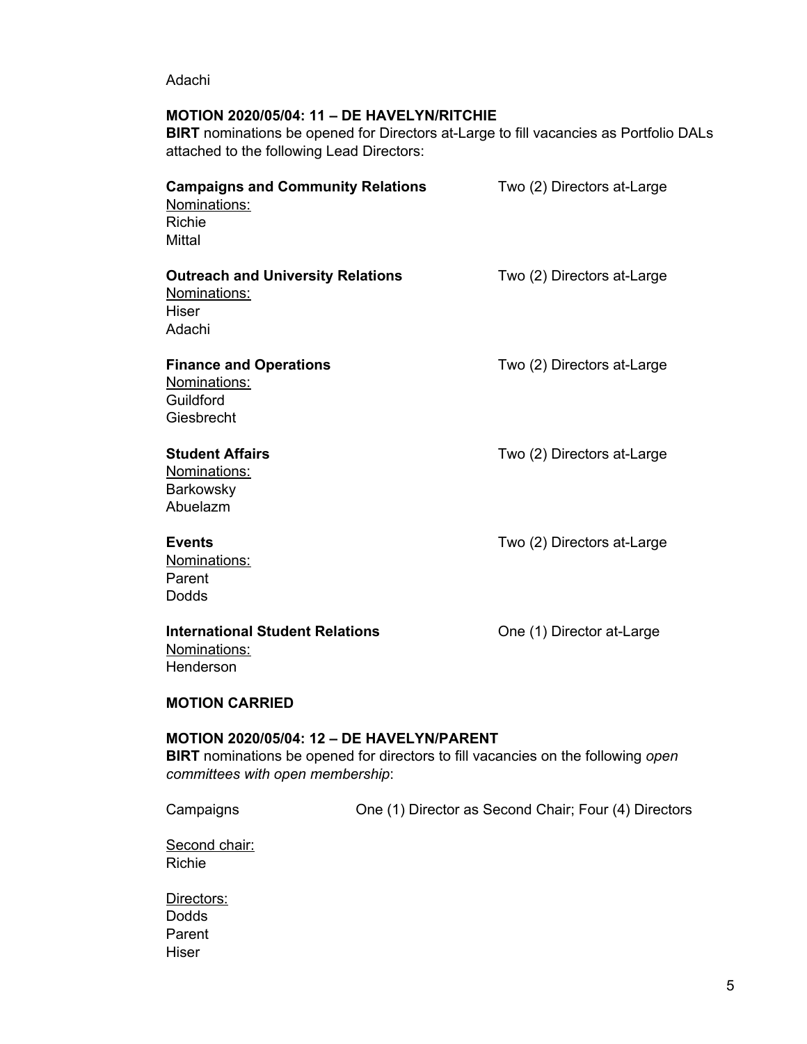Adachi

**MOTION 2020/05/04: 11 – DE HAVELYN/RITCHIE**
**BIRT** nominations be opened for Directors at-Large to fill vacancies as Portfolio DALs attached to the following Lead Directors:

**Campaigns and Community Relations** Two (2) Directors at-Large
Nominations:
Richie
Mittal

**Outreach and University Relations** Two (2) Directors at-Large
Nominations:
Hiser
Adachi

**Finance and Operations** Two (2) Directors at-Large
Nominations:
Guildford
Giesbrecht

**Student Affairs** Two (2) Directors at-Large
Nominations:
Barkowsky
Abuelazm

**Events** Two (2) Directors at-Large
Nominations:
Parent
Dodds

**International Student Relations** One (1) Director at-Large
Nominations:
Henderson

**MOTION CARRIED**

**MOTION 2020/05/04: 12 – DE HAVELYN/PARENT**
**BIRT** nominations be opened for directors to fill vacancies on the following *open committees with open membership*:

Campaigns One (1) Director as Second Chair; Four (4) Directors

Second chair:
Richie

Directors:
Dodds
Parent
Hiser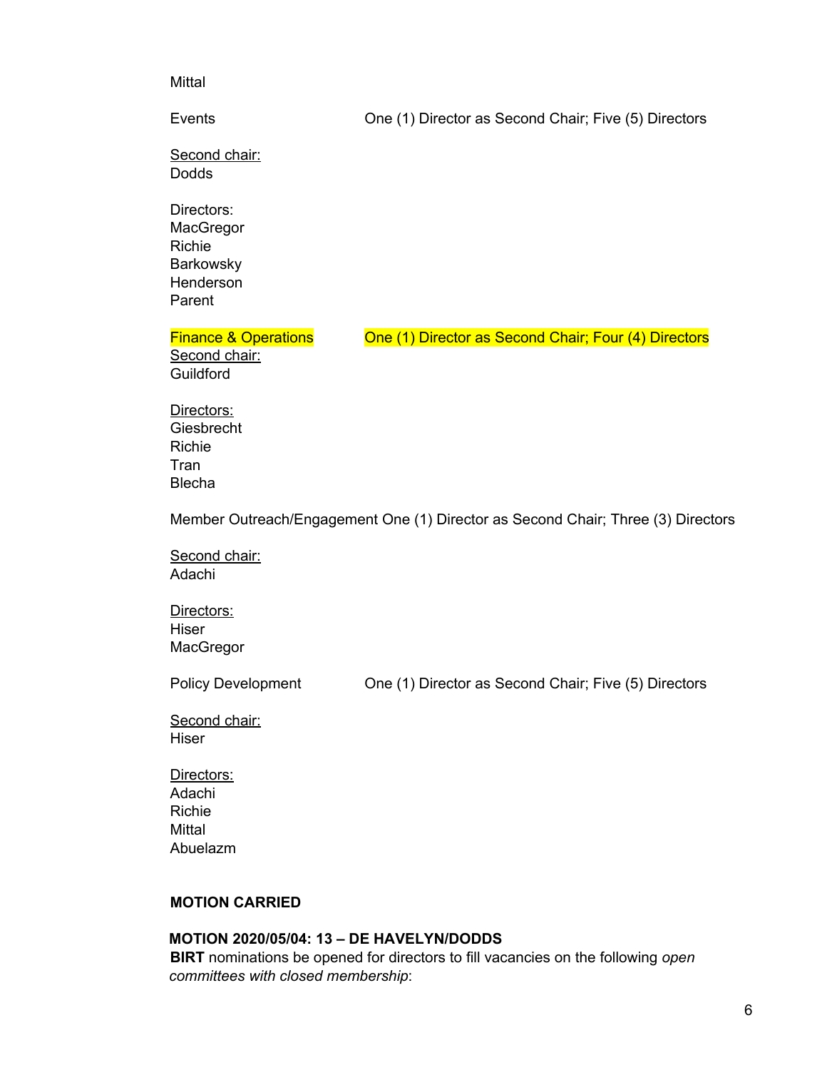Mittal

Events                                   One (1) Director as Second Chair; Five (5) Directors

Second chair:
Dodds

Directors:
MacGregor
Richie
Barkowsky
Henderson
Parent

Finance & Operations           One (1) Director as Second Chair; Four (4) Directors
Second chair:
Guildford

Directors:
Giesbrecht
Richie
Tran
Blecha

Member Outreach/Engagement One (1) Director as Second Chair; Three (3) Directors

Second chair:
Adachi

Directors:
Hiser
MacGregor

Policy Development              One (1) Director as Second Chair; Five (5) Directors

Second chair:
Hiser

Directors:
Adachi
Richie
Mittal
Abuelazm

**MOTION CARRIED**

**MOTION 2020/05/04: 13 – DE HAVELYN/DODDS**
**BIRT** nominations be opened for directors to fill vacancies on the following *open committees with closed membership*: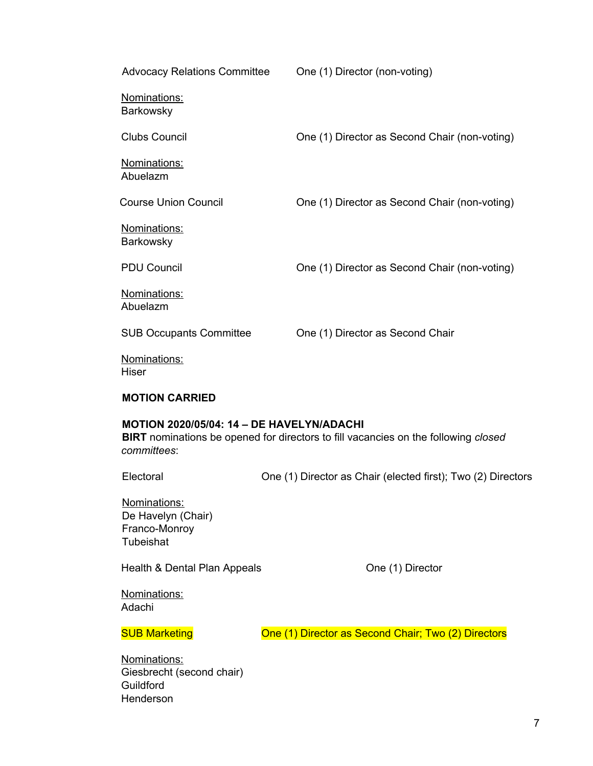Advocacy Relations Committee One (1) Director (non-voting)

Nominations:
Barkowsky

Clubs Council One (1) Director as Second Chair (non-voting)

Nominations:
Abuelazm

Course Union Council One (1) Director as Second Chair (non-voting)

Nominations:
Barkowsky

PDU Council One (1) Director as Second Chair (non-voting)

Nominations:
Abuelazm

SUB Occupants Committee One (1) Director as Second Chair

Nominations:
Hiser

**MOTION CARRIED**

**MOTION 2020/05/04: 14 – DE HAVELYN/ADACHI**
**BIRT** nominations be opened for directors to fill vacancies on the following *closed committees*:

Electoral One (1) Director as Chair (elected first); Two (2) Directors

Nominations:
De Havelyn (Chair)
Franco-Monroy
Tubeishat

Health & Dental Plan Appeals One (1) Director

Nominations:
Adachi

SUB Marketing One (1) Director as Second Chair; Two (2) Directors

Nominations:
Giesbrecht (second chair)
Guildford
Henderson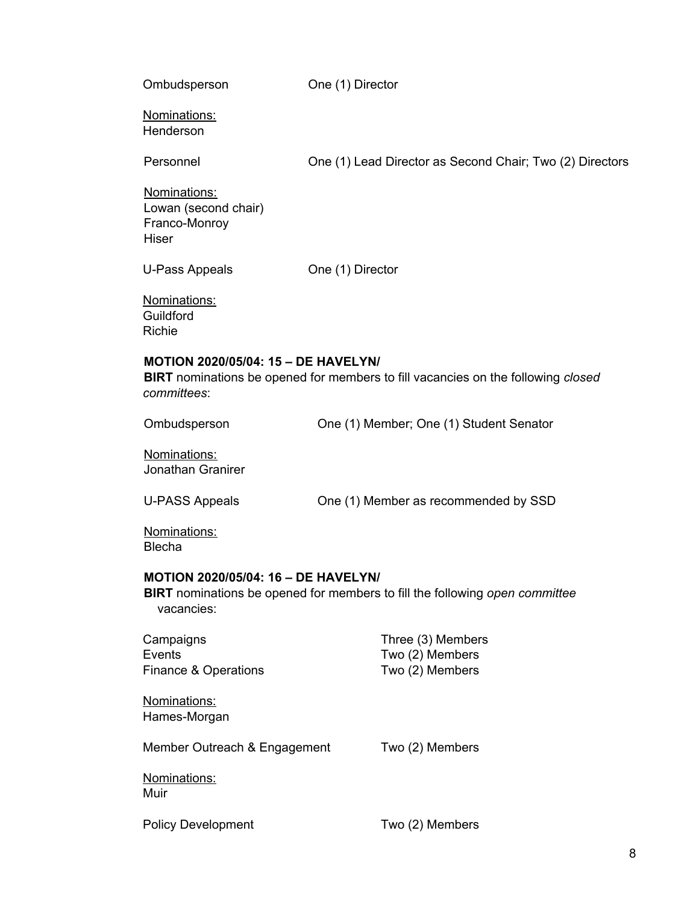Ombudsperson One (1) Director

<u>Nominations:</u>
Henderson

Personnel One (1) Lead Director as Second Chair; Two (2) Directors

<u>Nominations:</u>
Lowan (second chair)
Franco-Monroy
Hiser

U-Pass Appeals One (1) Director

<u>Nominations:</u>
Guildford
Richie

**MOTION 2020/05/04: 15 – DE HAVELYN/**
**BIRT** nominations be opened for members to fill vacancies on the following *closed committees*:

Ombudsperson One (1) Member; One (1) Student Senator

<u>Nominations:</u>
Jonathan Granirer

U-PASS Appeals One (1) Member as recommended by SSD

<u>Nominations:</u>
Blecha

**MOTION 2020/05/04: 16 – DE HAVELYN/**
**BIRT** nominations be opened for members to fill the following *open committee* vacancies:

| | |
|---|---|
| Campaigns | Three (3) Members |
| Events | Two (2) Members |
| Finance & Operations | Two (2) Members |

<u>Nominations:</u>
Hames-Morgan

Member Outreach & Engagement Two (2) Members

<u>Nominations:</u>
Muir

Policy Development Two (2) Members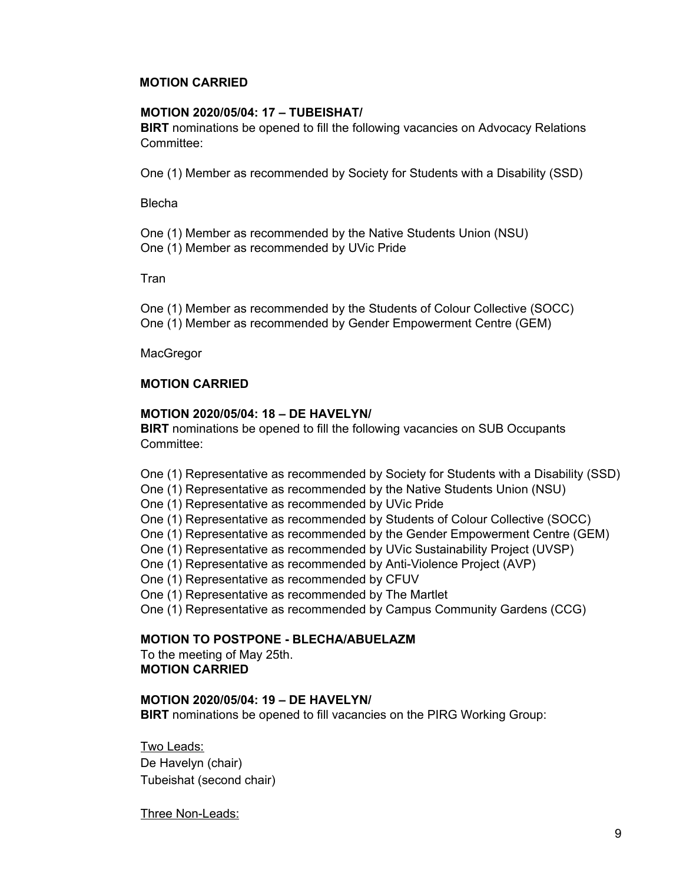**MOTION CARRIED**

**MOTION 2020/05/04: 17 – TUBEISHAT/**
**BIRT** nominations be opened to fill the following vacancies on Advocacy Relations Committee:

One (1) Member as recommended by Society for Students with a Disability (SSD)

Blecha

One (1) Member as recommended by the Native Students Union (NSU)
One (1) Member as recommended by UVic Pride

Tran

One (1) Member as recommended by the Students of Colour Collective (SOCC)
One (1) Member as recommended by Gender Empowerment Centre (GEM)

MacGregor

**MOTION CARRIED**

**MOTION 2020/05/04: 18 – DE HAVELYN/**
**BIRT** nominations be opened to fill the following vacancies on SUB Occupants Committee:

One (1) Representative as recommended by Society for Students with a Disability (SSD)
One (1) Representative as recommended by the Native Students Union (NSU)
One (1) Representative as recommended by UVic Pride
One (1) Representative as recommended by Students of Colour Collective (SOCC)
One (1) Representative as recommended by the Gender Empowerment Centre (GEM)
One (1) Representative as recommended by UVic Sustainability Project (UVSP)
One (1) Representative as recommended by Anti-Violence Project (AVP)
One (1) Representative as recommended by CFUV
One (1) Representative as recommended by The Martlet
One (1) Representative as recommended by Campus Community Gardens (CCG)

**MOTION TO POSTPONE - BLECHA/ABUELAZM**
To the meeting of May 25th.
**MOTION CARRIED**

**MOTION 2020/05/04: 19 – DE HAVELYN/**
**BIRT** nominations be opened to fill vacancies on the PIRG Working Group:

<u>Two Leads:</u>
De Havelyn (chair)
Tubeishat (second chair)

<u>Three Non-Leads:</u>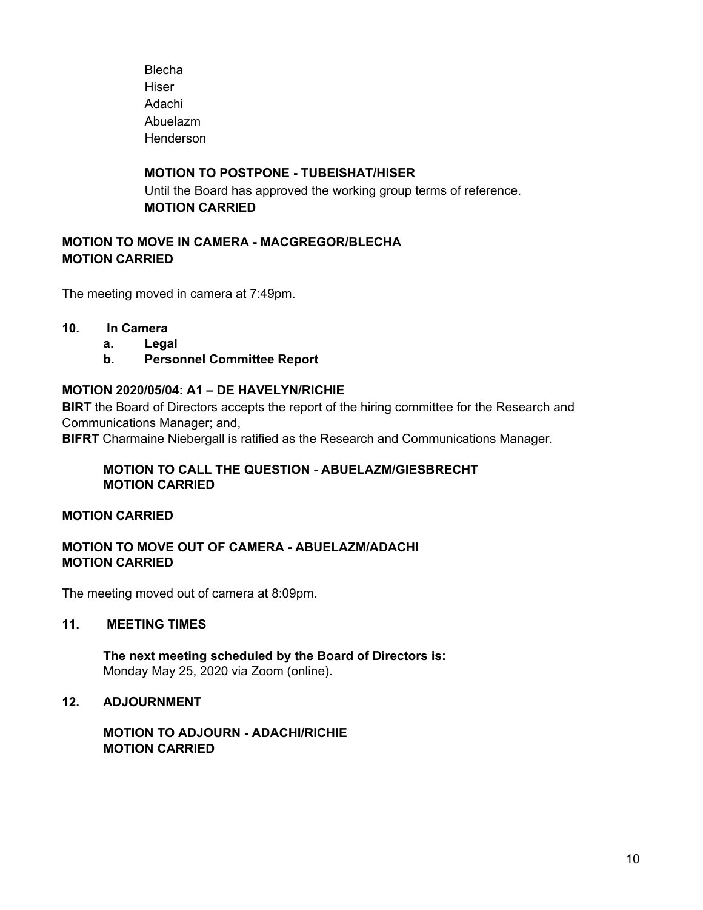Blecha
Hiser
Adachi
Abuelazm
Henderson

**MOTION TO POSTPONE - TUBEISHAT/HISER**
Until the Board has approved the working group terms of reference.
**MOTION CARRIED**

**MOTION TO MOVE IN CAMERA - MACGREGOR/BLECHA**
**MOTION CARRIED**

The meeting moved in camera at 7:49pm.

**10. In Camera**

- **a. Legal**
- **b. Personnel Committee Report**

**MOTION 2020/05/04: A1 – DE HAVELYN/RICHIE**
**BIRT** the Board of Directors accepts the report of the hiring committee for the Research and Communications Manager; and,
**BIFRT** Charmaine Niebergall is ratified as the Research and Communications Manager.

**MOTION TO CALL THE QUESTION - ABUELAZM/GIESBRECHT**
**MOTION CARRIED**

**MOTION CARRIED**

**MOTION TO MOVE OUT OF CAMERA - ABUELAZM/ADACHI**
**MOTION CARRIED**

The meeting moved out of camera at 8:09pm.

**11. MEETING TIMES**

**The next meeting scheduled by the Board of Directors is:**
Monday May 25, 2020 via Zoom (online).

**12. ADJOURNMENT**

**MOTION TO ADJOURN - ADACHI/RICHIE**
**MOTION CARRIED**